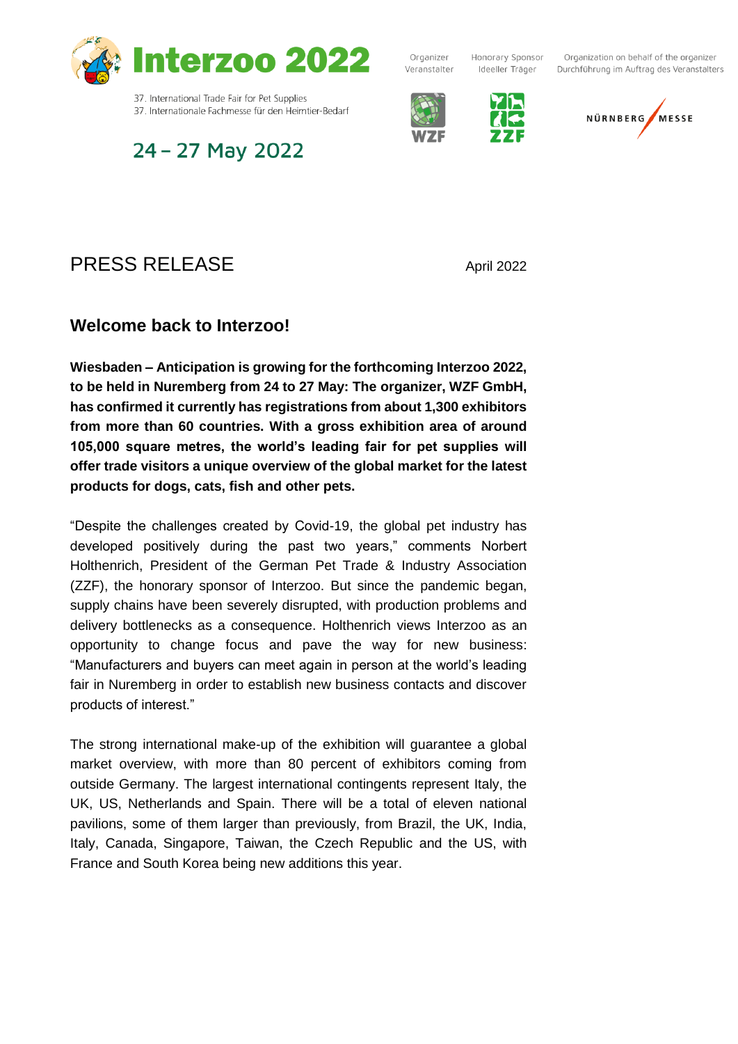Interzoo 2022

37. International Trade Fair for Pet Supplies
37. Internationale Fachmesse für den Heimtier-Bedarf

24 – 27 May 2022

Organizer
Veranstalter

Honorary Sponsor
Ideeller Träger

Organization on behalf of the organizer
Durchführung im Auftrag des Veranstalters

# PRESS RELEASE

April 2022

## Welcome back to Interzoo!

**Wiesbaden – Anticipation is growing for the forthcoming Interzoo 2022, to be held in Nuremberg from 24 to 27 May: The organizer, WZF GmbH, has confirmed it currently has registrations from about 1,300 exhibitors from more than 60 countries. With a gross exhibition area of around 105,000 square metres, the world's leading fair for pet supplies will offer trade visitors a unique overview of the global market for the latest products for dogs, cats, fish and other pets.**

"Despite the challenges created by Covid-19, the global pet industry has developed positively during the past two years," comments Norbert Holthenrich, President of the German Pet Trade & Industry Association (ZZF), the honorary sponsor of Interzoo. But since the pandemic began, supply chains have been severely disrupted, with production problems and delivery bottlenecks as a consequence. Holthenrich views Interzoo as an opportunity to change focus and pave the way for new business: "Manufacturers and buyers can meet again in person at the world's leading fair in Nuremberg in order to establish new business contacts and discover products of interest."

The strong international make-up of the exhibition will guarantee a global market overview, with more than 80 percent of exhibitors coming from outside Germany. The largest international contingents represent Italy, the UK, US, Netherlands and Spain. There will be a total of eleven national pavilions, some of them larger than previously, from Brazil, the UK, India, Italy, Canada, Singapore, Taiwan, the Czech Republic and the US, with France and South Korea being new additions this year.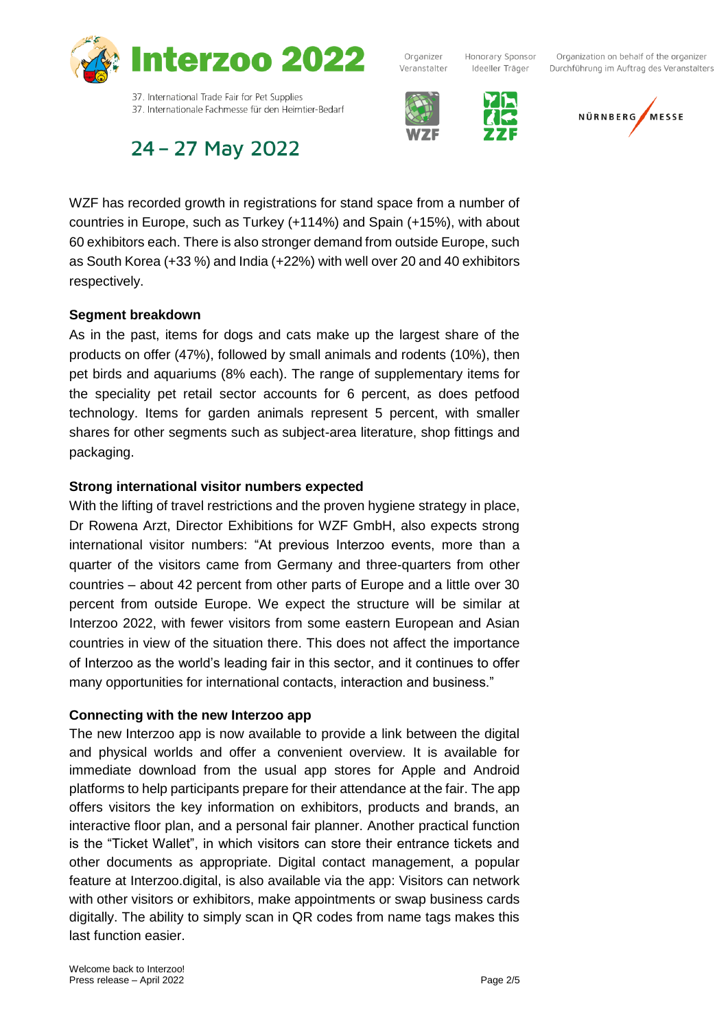WZF has recorded growth in registrations for stand space from a number of countries in Europe, such as Turkey (+114%) and Spain (+15%), with about 60 exhibitors each. There is also stronger demand from outside Europe, such as South Korea (+33 %) and India (+22%) with well over 20 and 40 exhibitors respectively.

**Segment breakdown**

As in the past, items for dogs and cats make up the largest share of the products on offer (47%), followed by small animals and rodents (10%), then pet birds and aquariums (8% each). The range of supplementary items for the speciality pet retail sector accounts for 6 percent, as does petfood technology. Items for garden animals represent 5 percent, with smaller shares for other segments such as subject-area literature, shop fittings and packaging.

**Strong international visitor numbers expected**

With the lifting of travel restrictions and the proven hygiene strategy in place, Dr Rowena Arzt, Director Exhibitions for WZF GmbH, also expects strong international visitor numbers: "At previous Interzoo events, more than a quarter of the visitors came from Germany and three-quarters from other countries – about 42 percent from other parts of Europe and a little over 30 percent from outside Europe. We expect the structure will be similar at Interzoo 2022, with fewer visitors from some eastern European and Asian countries in view of the situation there. This does not affect the importance of Interzoo as the world's leading fair in this sector, and it continues to offer many opportunities for international contacts, interaction and business."

**Connecting with the new Interzoo app**

The new Interzoo app is now available to provide a link between the digital and physical worlds and offer a convenient overview. It is available for immediate download from the usual app stores for Apple and Android platforms to help participants prepare for their attendance at the fair. The app offers visitors the key information on exhibitors, products and brands, an interactive floor plan, and a personal fair planner. Another practical function is the "Ticket Wallet", in which visitors can store their entrance tickets and other documents as appropriate. Digital contact management, a popular feature at Interzoo.digital, is also available via the app: Visitors can network with other visitors or exhibitors, make appointments or swap business cards digitally. The ability to simply scan in QR codes from name tags makes this last function easier.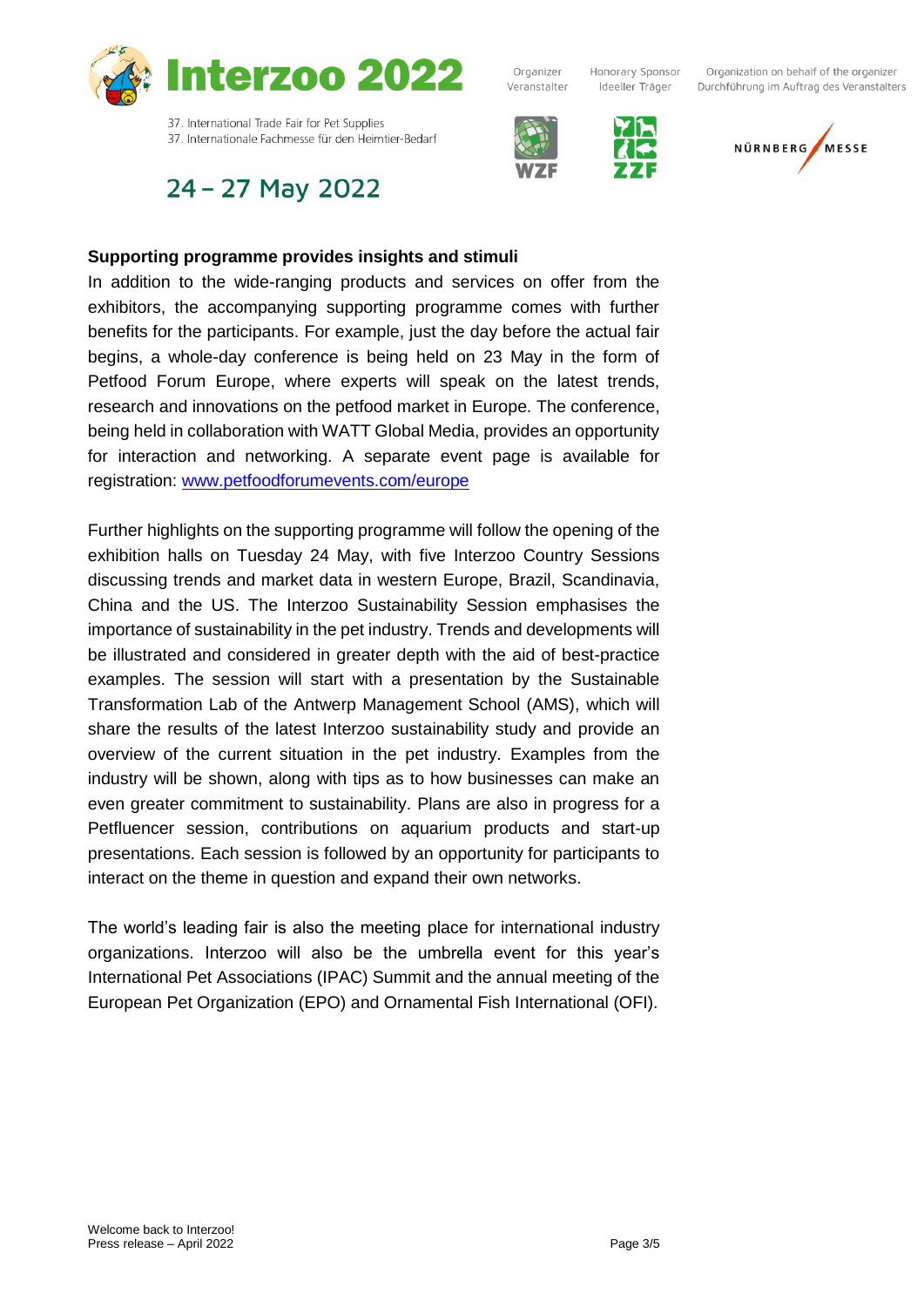**Supporting programme provides insights and stimuli**

In addition to the wide-ranging products and services on offer from the exhibitors, the accompanying supporting programme comes with further benefits for the participants. For example, just the day before the actual fair begins, a whole-day conference is being held on 23 May in the form of Petfood Forum Europe, where experts will speak on the latest trends, research and innovations on the petfood market in Europe. The conference, being held in collaboration with WATT Global Media, provides an opportunity for interaction and networking. A separate event page is available for registration: www.petfoodforumevents.com/europe

Further highlights on the supporting programme will follow the opening of the exhibition halls on Tuesday 24 May, with five Interzoo Country Sessions discussing trends and market data in western Europe, Brazil, Scandinavia, China and the US. The Interzoo Sustainability Session emphasises the importance of sustainability in the pet industry. Trends and developments will be illustrated and considered in greater depth with the aid of best-practice examples. The session will start with a presentation by the Sustainable Transformation Lab of the Antwerp Management School (AMS), which will share the results of the latest Interzoo sustainability study and provide an overview of the current situation in the pet industry. Examples from the industry will be shown, along with tips as to how businesses can make an even greater commitment to sustainability. Plans are also in progress for a Petfluencer session, contributions on aquarium products and start-up presentations. Each session is followed by an opportunity for participants to interact on the theme in question and expand their own networks.

The world's leading fair is also the meeting place for international industry organizations. Interzoo will also be the umbrella event for this year's International Pet Associations (IPAC) Summit and the annual meeting of the European Pet Organization (EPO) and Ornamental Fish International (OFI).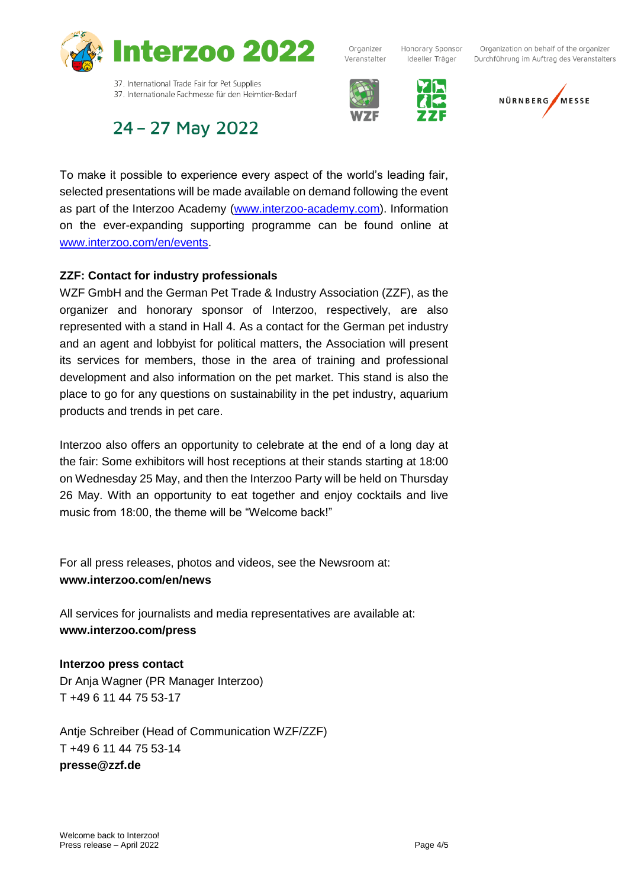To make it possible to experience every aspect of the world's leading fair, selected presentations will be made available on demand following the event as part of the Interzoo Academy (www.interzoo-academy.com). Information on the ever-expanding supporting programme can be found online at www.interzoo.com/en/events.

**ZZF: Contact for industry professionals**

WZF GmbH and the German Pet Trade & Industry Association (ZZF), as the organizer and honorary sponsor of Interzoo, respectively, are also represented with a stand in Hall 4. As a contact for the German pet industry and an agent and lobbyist for political matters, the Association will present its services for members, those in the area of training and professional development and also information on the pet market. This stand is also the place to go for any questions on sustainability in the pet industry, aquarium products and trends in pet care.

Interzoo also offers an opportunity to celebrate at the end of a long day at the fair: Some exhibitors will host receptions at their stands starting at 18:00 on Wednesday 25 May, and then the Interzoo Party will be held on Thursday 26 May. With an opportunity to eat together and enjoy cocktails and live music from 18:00, the theme will be "Welcome back!"

For all press releases, photos and videos, see the Newsroom at:
**www.interzoo.com/en/news**

All services for journalists and media representatives are available at:
**www.interzoo.com/press**

**Interzoo press contact**
Dr Anja Wagner (PR Manager Interzoo)
T +49 6 11 44 75 53-17

Antje Schreiber (Head of Communication WZF/ZZF)
T +49 6 11 44 75 53-14
**presse@zzf.de**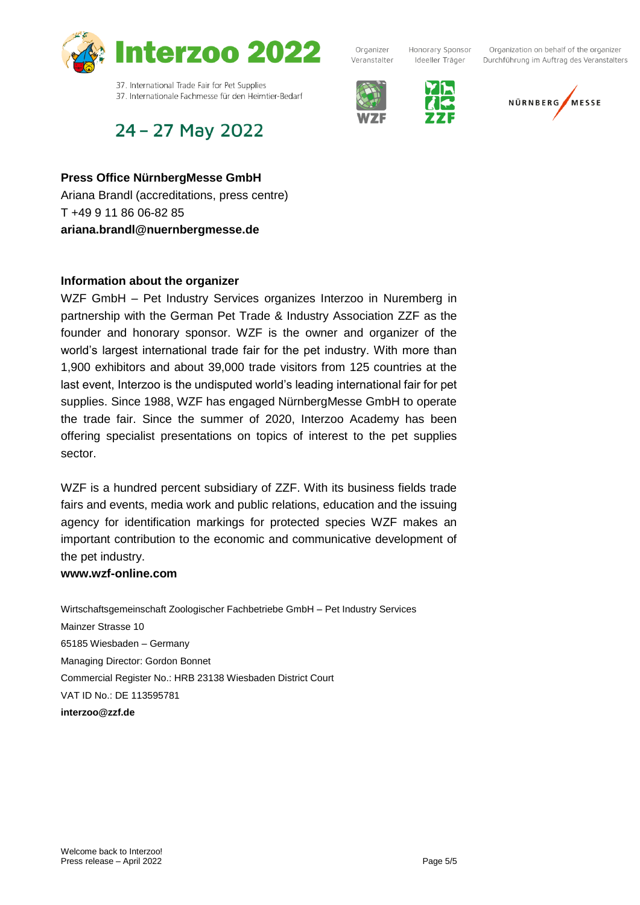**Press Office NürnbergMesse GmbH**
Ariana Brandl (accreditations, press centre)
T +49 9 11 86 06-82 85
**ariana.brandl@nuernbergmesse.de**

**Information about the organizer**

WZF GmbH – Pet Industry Services organizes Interzoo in Nuremberg in partnership with the German Pet Trade & Industry Association ZZF as the founder and honorary sponsor. WZF is the owner and organizer of the world's largest international trade fair for the pet industry. With more than 1,900 exhibitors and about 39,000 trade visitors from 125 countries at the last event, Interzoo is the undisputed world's leading international fair for pet supplies. Since 1988, WZF has engaged NürnbergMesse GmbH to operate the trade fair. Since the summer of 2020, Interzoo Academy has been offering specialist presentations on topics of interest to the pet supplies sector.

WZF is a hundred percent subsidiary of ZZF. With its business fields trade fairs and events, media work and public relations, education and the issuing agency for identification markings for protected species WZF makes an important contribution to the economic and communicative development of the pet industry.
**www.wzf-online.com**

Wirtschaftsgemeinschaft Zoologischer Fachbetriebe GmbH – Pet Industry Services
Mainzer Strasse 10
65185 Wiesbaden – Germany
Managing Director: Gordon Bonnet
Commercial Register No.: HRB 23138 Wiesbaden District Court
VAT ID No.: DE 113595781
**interzoo@zzf.de**